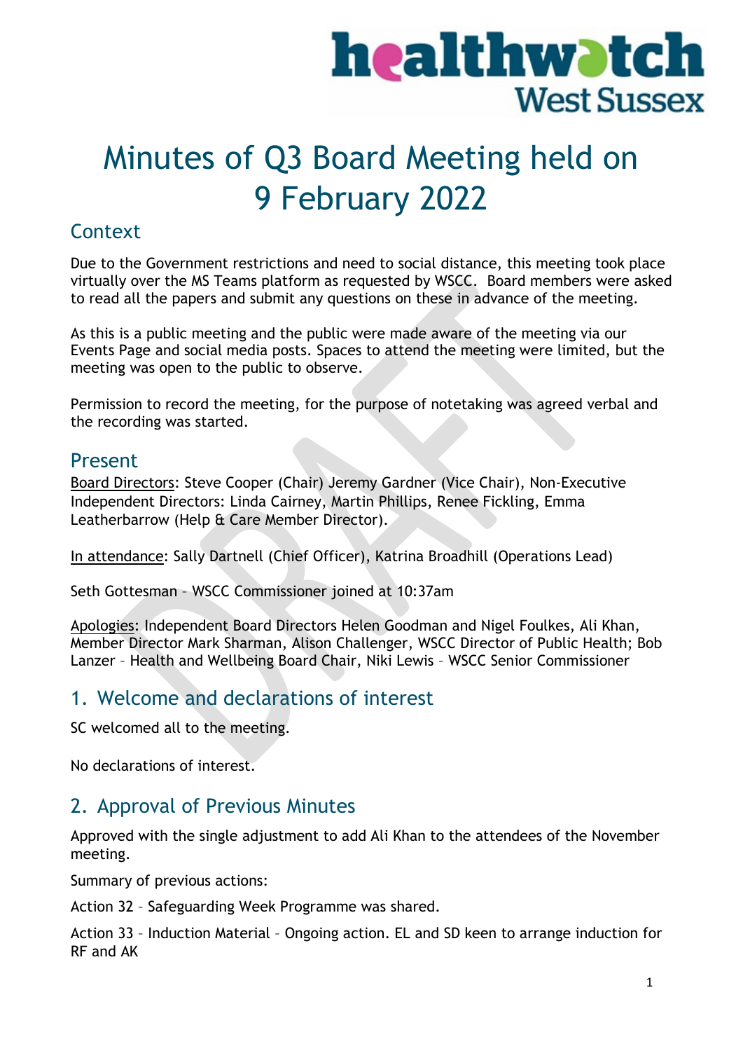# Minutes of Q3 Board Meeting held on 9 February 2022

## Context

Due to the Government restrictions and need to social distance, this meeting took place virtually over the MS Teams platform as requested by WSCC. Board members were asked to read all the papers and submit any questions on these in advance of the meeting.

As this is a public meeting and the public were made aware of the meeting via our Events Page and social media posts. Spaces to attend the meeting were limited, but the meeting was open to the public to observe.

Permission to record the meeting, for the purpose of notetaking was agreed verbal and the recording was started.

## Present

Board Directors: Steve Cooper (Chair) Jeremy Gardner (Vice Chair), Non-Executive Independent Directors: Linda Cairney, Martin Phillips, Renee Fickling, Emma Leatherbarrow (Help & Care Member Director).

In attendance: Sally Dartnell (Chief Officer), Katrina Broadhill (Operations Lead)

Seth Gottesman – WSCC Commissioner joined at 10:37am

Apologies: Independent Board Directors Helen Goodman and Nigel Foulkes, Ali Khan, Member Director Mark Sharman, Alison Challenger, WSCC Director of Public Health; Bob Lanzer – Health and Wellbeing Board Chair, Niki Lewis – WSCC Senior Commissioner

## 1. Welcome and declarations of interest

SC welcomed all to the meeting.

No declarations of interest.

## 2. Approval of Previous Minutes

Approved with the single adjustment to add Ali Khan to the attendees of the November meeting.

Summary of previous actions:

Action 32 – Safeguarding Week Programme was shared.

Action 33 – Induction Material – Ongoing action. EL and SD keen to arrange induction for RF and AK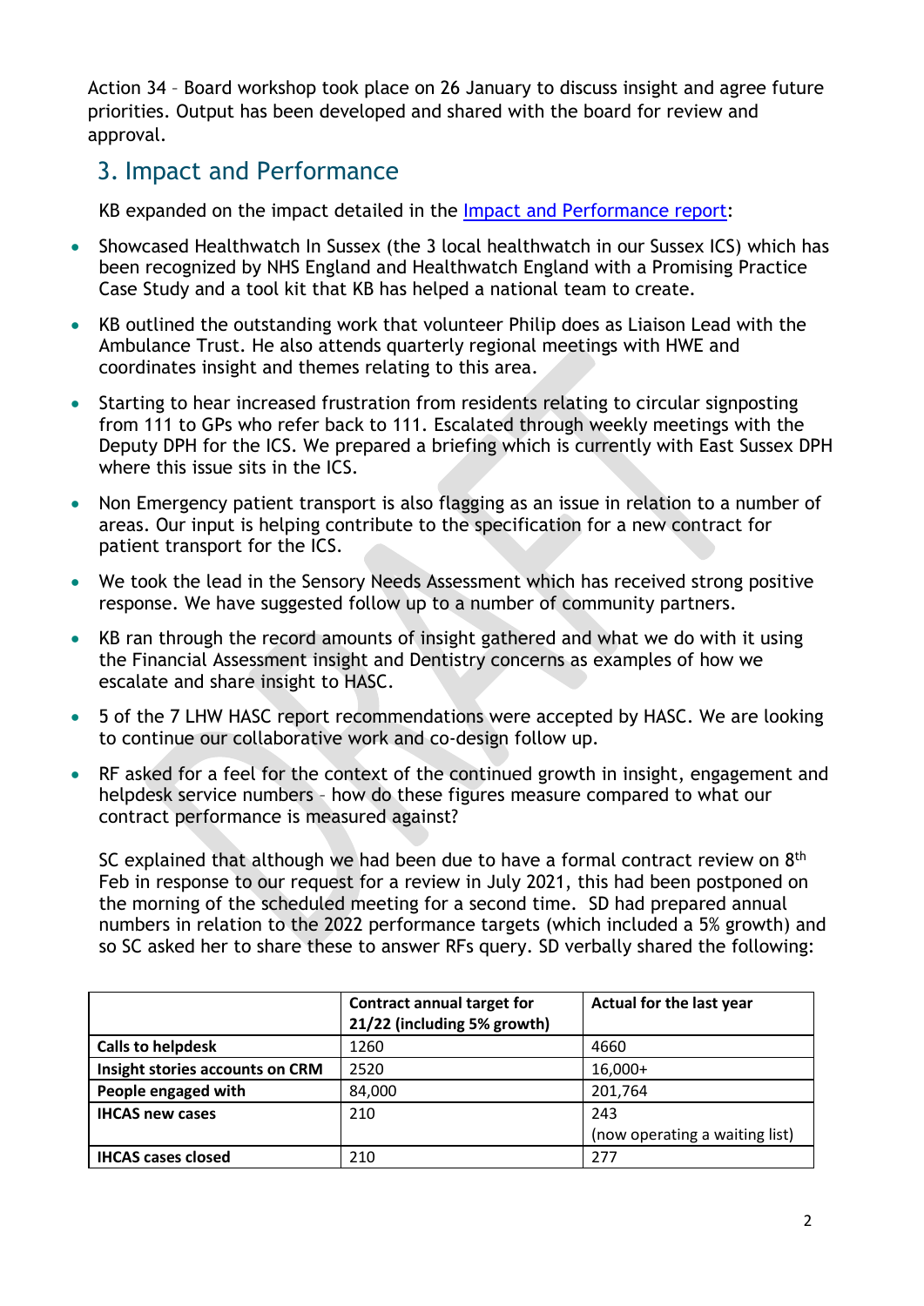Action 34 – Board workshop took place on 26 January to discuss insight and agree future priorities. Output has been developed and shared with the board for review and approval.

## 3. Impact and Performance

KB expanded on the impact detailed in the [Impact and Performance report](#):

- Showcased Healthwatch In Sussex (the 3 local healthwatch in our Sussex ICS) which has been recognized by NHS England and Healthwatch England with a Promising Practice Case Study and a tool kit that KB has helped a national team to create.
- KB outlined the outstanding work that volunteer Philip does as Liaison Lead with the Ambulance Trust. He also attends quarterly regional meetings with HWE and coordinates insight and themes relating to this area.
- Starting to hear increased frustration from residents relating to circular signposting from 111 to GPs who refer back to 111. Escalated through weekly meetings with the Deputy DPH for the ICS. We prepared a briefing which is currently with East Sussex DPH where this issue sits in the ICS.
- Non Emergency patient transport is also flagging as an issue in relation to a number of areas. Our input is helping contribute to the specification for a new contract for patient transport for the ICS.
- We took the lead in the Sensory Needs Assessment which has received strong positive response. We have suggested follow up to a number of community partners.
- KB ran through the record amounts of insight gathered and what we do with it using the Financial Assessment insight and Dentistry concerns as examples of how we escalate and share insight to HASC.
- 5 of the 7 LHW HASC report recommendations were accepted by HASC. We are looking to continue our collaborative work and co-design follow up.
- RF asked for a feel for the context of the continued growth in insight, engagement and helpdesk service numbers – how do these figures measure compared to what our contract performance is measured against?

  SC explained that although we had been due to have a formal contract review on 8th Feb in response to our request for a review in July 2021, this had been postponed on the morning of the scheduled meeting for a second time. SD had prepared annual numbers in relation to the 2022 performance targets (which included a 5% growth) and so SC asked her to share these to answer RFs query. SD verbally shared the following:

| | **Contract annual target for 21/22 (including 5% growth)** | **Actual for the last year** |
|---|---|---|
| **Calls to helpdesk** | 1260 | 4660 |
| **Insight stories accounts on CRM** | 2520 | 16,000+ |
| **People engaged with** | 84,000 | 201,764 |
| **IHCAS new cases** | 210 | 243 (now operating a waiting list) |
| **IHCAS cases closed** | 210 | 277 |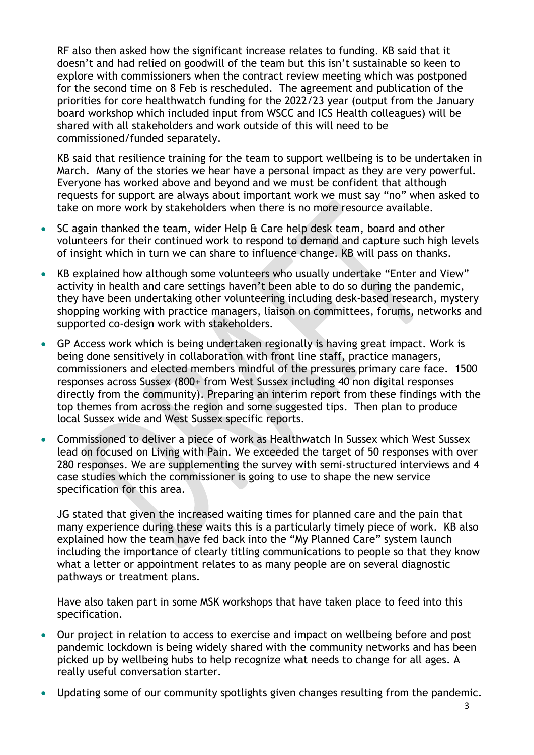RF also then asked how the significant increase relates to funding. KB said that it doesn't and had relied on goodwill of the team but this isn't sustainable so keen to explore with commissioners when the contract review meeting which was postponed for the second time on 8 Feb is rescheduled. The agreement and publication of the priorities for core healthwatch funding for the 2022/23 year (output from the January board workshop which included input from WSCC and ICS Health colleagues) will be shared with all stakeholders and work outside of this will need to be commissioned/funded separately.

KB said that resilience training for the team to support wellbeing is to be undertaken in March. Many of the stories we hear have a personal impact as they are very powerful. Everyone has worked above and beyond and we must be confident that although requests for support are always about important work we must say "no" when asked to take on more work by stakeholders when there is no more resource available.

- SC again thanked the team, wider Help & Care help desk team, board and other volunteers for their continued work to respond to demand and capture such high levels of insight which in turn we can share to influence change. KB will pass on thanks.
- KB explained how although some volunteers who usually undertake "Enter and View" activity in health and care settings haven't been able to do so during the pandemic, they have been undertaking other volunteering including desk-based research, mystery shopping working with practice managers, liaison on committees, forums, networks and supported co-design work with stakeholders.
- GP Access work which is being undertaken regionally is having great impact. Work is being done sensitively in collaboration with front line staff, practice managers, commissioners and elected members mindful of the pressures primary care face. 1500 responses across Sussex (800+ from West Sussex including 40 non digital responses directly from the community). Preparing an interim report from these findings with the top themes from across the region and some suggested tips. Then plan to produce local Sussex wide and West Sussex specific reports.
- Commissioned to deliver a piece of work as Healthwatch In Sussex which West Sussex lead on focused on Living with Pain. We exceeded the target of 50 responses with over 280 responses. We are supplementing the survey with semi-structured interviews and 4 case studies which the commissioner is going to use to shape the new service specification for this area.

  JG stated that given the increased waiting times for planned care and the pain that many experience during these waits this is a particularly timely piece of work. KB also explained how the team have fed back into the "My Planned Care" system launch including the importance of clearly titling communications to people so that they know what a letter or appointment relates to as many people are on several diagnostic pathways or treatment plans.

  Have also taken part in some MSK workshops that have taken place to feed into this specification.
- Our project in relation to access to exercise and impact on wellbeing before and post pandemic lockdown is being widely shared with the community networks and has been picked up by wellbeing hubs to help recognize what needs to change for all ages. A really useful conversation starter.
- Updating some of our community spotlights given changes resulting from the pandemic.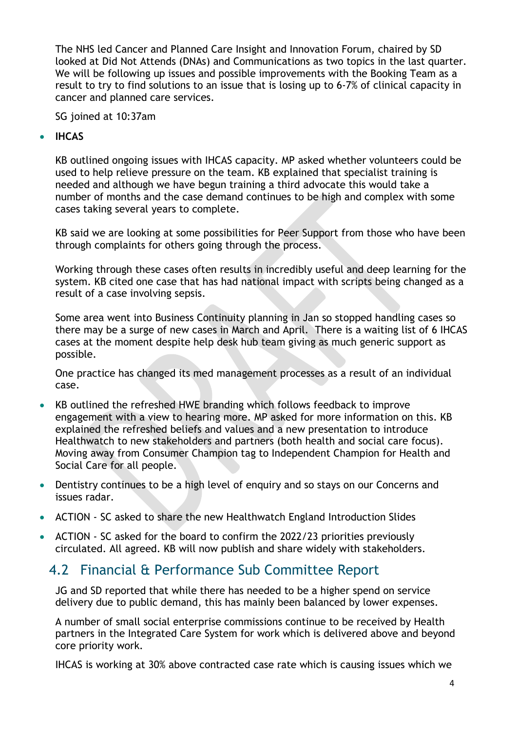The NHS led Cancer and Planned Care Insight and Innovation Forum, chaired by SD looked at Did Not Attends (DNAs) and Communications as two topics in the last quarter. We will be following up issues and possible improvements with the Booking Team as a result to try to find solutions to an issue that is losing up to 6-7% of clinical capacity in cancer and planned care services.

SG joined at 10:37am

- **IHCAS**

  KB outlined ongoing issues with IHCAS capacity. MP asked whether volunteers could be used to help relieve pressure on the team. KB explained that specialist training is needed and although we have begun training a third advocate this would take a number of months and the case demand continues to be high and complex with some cases taking several years to complete.

  KB said we are looking at some possibilities for Peer Support from those who have been through complaints for others going through the process.

  Working through these cases often results in incredibly useful and deep learning for the system. KB cited one case that has had national impact with scripts being changed as a result of a case involving sepsis.

  Some area went into Business Continuity planning in Jan so stopped handling cases so there may be a surge of new cases in March and April. There is a waiting list of 6 IHCAS cases at the moment despite help desk hub team giving as much generic support as possible.

  One practice has changed its med management processes as a result of an individual case.

- KB outlined the refreshed HWE branding which follows feedback to improve engagement with a view to hearing more. MP asked for more information on this. KB explained the refreshed beliefs and values and a new presentation to introduce Healthwatch to new stakeholders and partners (both health and social care focus). Moving away from Consumer Champion tag to Independent Champion for Health and Social Care for all people.
- Dentistry continues to be a high level of enquiry and so stays on our Concerns and issues radar.
- ACTION - SC asked to share the new Healthwatch England Introduction Slides
- ACTION - SC asked for the board to confirm the 2022/23 priorities previously circulated. All agreed. KB will now publish and share widely with stakeholders.

## 4.2 Financial & Performance Sub Committee Report

JG and SD reported that while there has needed to be a higher spend on service delivery due to public demand, this has mainly been balanced by lower expenses.

A number of small social enterprise commissions continue to be received by Health partners in the Integrated Care System for work which is delivered above and beyond core priority work.

IHCAS is working at 30% above contracted case rate which is causing issues which we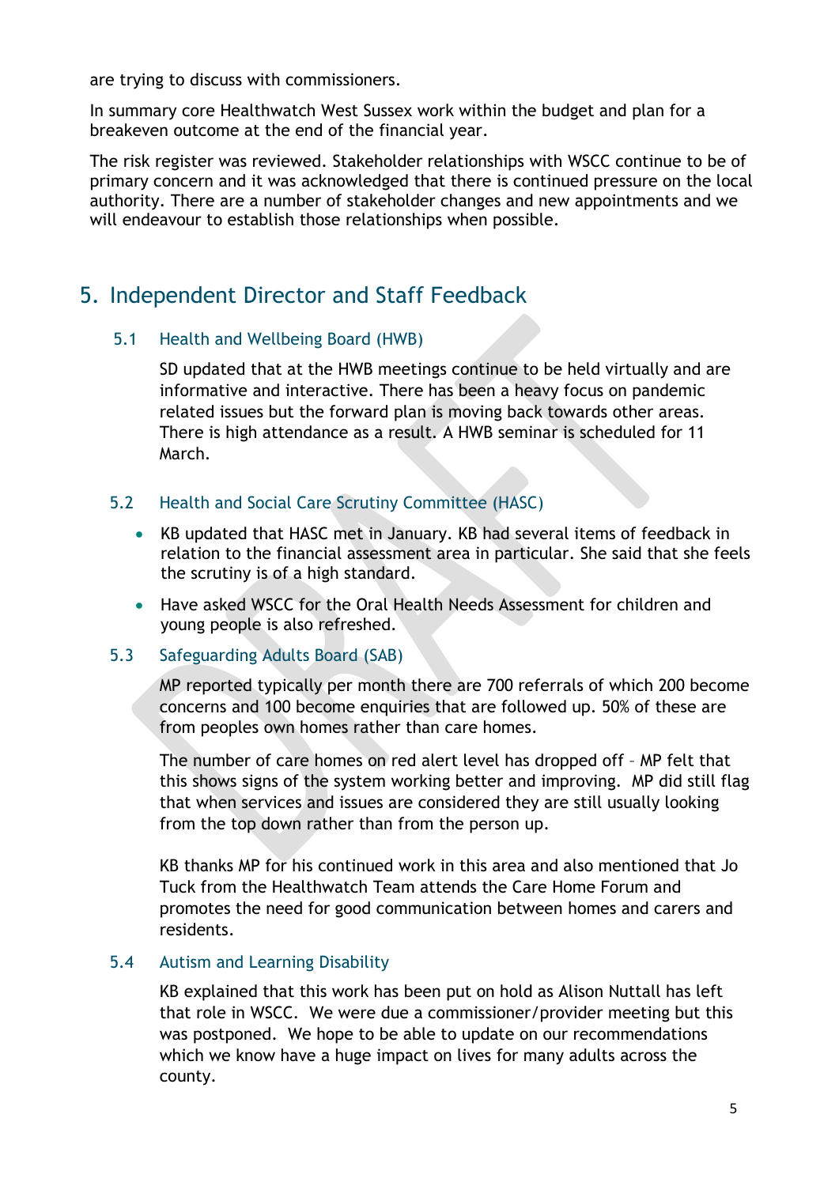are trying to discuss with commissioners.

In summary core Healthwatch West Sussex work within the budget and plan for a breakeven outcome at the end of the financial year.

The risk register was reviewed. Stakeholder relationships with WSCC continue to be of primary concern and it was acknowledged that there is continued pressure on the local authority. There are a number of stakeholder changes and new appointments and we will endeavour to establish those relationships when possible.

## 5. Independent Director and Staff Feedback

### 5.1 Health and Wellbeing Board (HWB)

SD updated that at the HWB meetings continue to be held virtually and are informative and interactive. There has been a heavy focus on pandemic related issues but the forward plan is moving back towards other areas. There is high attendance as a result. A HWB seminar is scheduled for 11 March.

### 5.2 Health and Social Care Scrutiny Committee (HASC)

- KB updated that HASC met in January. KB had several items of feedback in relation to the financial assessment area in particular. She said that she feels the scrutiny is of a high standard.
- Have asked WSCC for the Oral Health Needs Assessment for children and young people is also refreshed.

### 5.3 Safeguarding Adults Board (SAB)

MP reported typically per month there are 700 referrals of which 200 become concerns and 100 become enquiries that are followed up. 50% of these are from peoples own homes rather than care homes.

The number of care homes on red alert level has dropped off – MP felt that this shows signs of the system working better and improving. MP did still flag that when services and issues are considered they are still usually looking from the top down rather than from the person up.

KB thanks MP for his continued work in this area and also mentioned that Jo Tuck from the Healthwatch Team attends the Care Home Forum and promotes the need for good communication between homes and carers and residents.

### 5.4 Autism and Learning Disability

KB explained that this work has been put on hold as Alison Nuttall has left that role in WSCC. We were due a commissioner/provider meeting but this was postponed. We hope to be able to update on our recommendations which we know have a huge impact on lives for many adults across the county.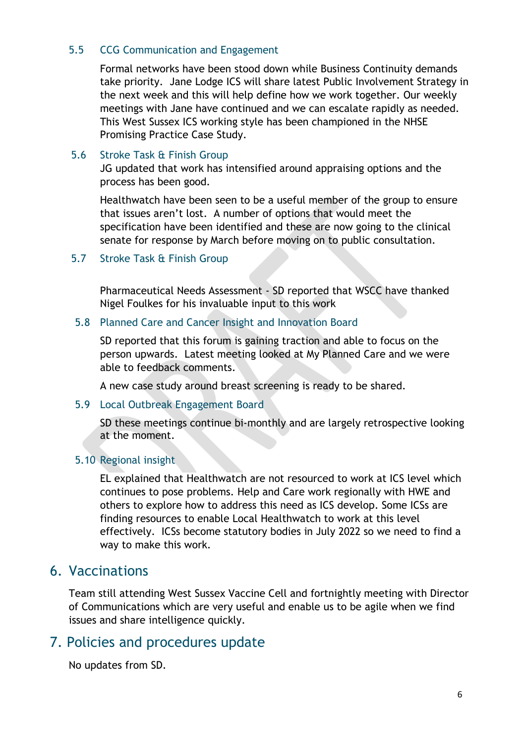### 5.5 CCG Communication and Engagement

Formal networks have been stood down while Business Continuity demands take priority. Jane Lodge ICS will share latest Public Involvement Strategy in the next week and this will help define how we work together. Our weekly meetings with Jane have continued and we can escalate rapidly as needed. This West Sussex ICS working style has been championed in the NHSE Promising Practice Case Study.

### 5.6 Stroke Task & Finish Group

JG updated that work has intensified around appraising options and the process has been good.

Healthwatch have been seen to be a useful member of the group to ensure that issues aren't lost. A number of options that would meet the specification have been identified and these are now going to the clinical senate for response by March before moving on to public consultation.

### 5.7 Stroke Task & Finish Group

Pharmaceutical Needs Assessment - SD reported that WSCC have thanked Nigel Foulkes for his invaluable input to this work

### 5.8 Planned Care and Cancer Insight and Innovation Board

SD reported that this forum is gaining traction and able to focus on the person upwards. Latest meeting looked at My Planned Care and we were able to feedback comments.

A new case study around breast screening is ready to be shared.

### 5.9 Local Outbreak Engagement Board

SD these meetings continue bi-monthly and are largely retrospective looking at the moment.

### 5.10 Regional insight

EL explained that Healthwatch are not resourced to work at ICS level which continues to pose problems. Help and Care work regionally with HWE and others to explore how to address this need as ICS develop. Some ICSs are finding resources to enable Local Healthwatch to work at this level effectively. ICSs become statutory bodies in July 2022 so we need to find a way to make this work.

## 6. Vaccinations

Team still attending West Sussex Vaccine Cell and fortnightly meeting with Director of Communications which are very useful and enable us to be agile when we find issues and share intelligence quickly.

## 7. Policies and procedures update

No updates from SD.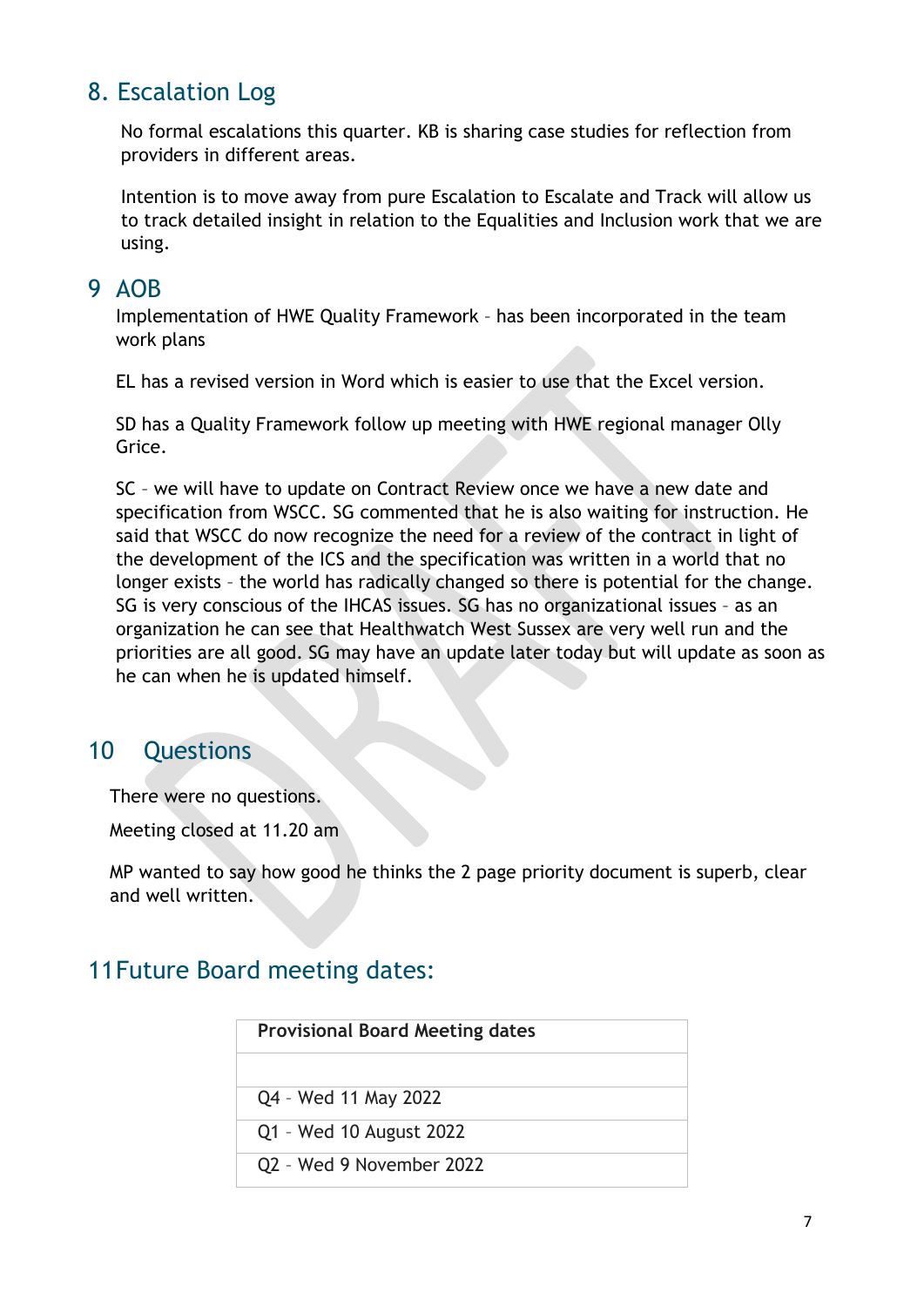## 8. Escalation Log

No formal escalations this quarter. KB is sharing case studies for reflection from providers in different areas.

Intention is to move away from pure Escalation to Escalate and Track will allow us to track detailed insight in relation to the Equalities and Inclusion work that we are using.

## 9 AOB

Implementation of HWE Quality Framework – has been incorporated in the team work plans

EL has a revised version in Word which is easier to use that the Excel version.

SD has a Quality Framework follow up meeting with HWE regional manager Olly Grice.

SC – we will have to update on Contract Review once we have a new date and specification from WSCC. SG commented that he is also waiting for instruction. He said that WSCC do now recognize the need for a review of the contract in light of the development of the ICS and the specification was written in a world that no longer exists – the world has radically changed so there is potential for the change. SG is very conscious of the IHCAS issues. SG has no organizational issues – as an organization he can see that Healthwatch West Sussex are very well run and the priorities are all good. SG may have an update later today but will update as soon as he can when he is updated himself.

## 10 Questions

There were no questions.

Meeting closed at 11.20 am

MP wanted to say how good he thinks the 2 page priority document is superb, clear and well written.

## 11 Future Board meeting dates:

| Provisional Board Meeting dates |
|---|
| |
| Q4 – Wed 11 May 2022 |
| Q1 – Wed 10 August 2022 |
| Q2 – Wed 9 November 2022 |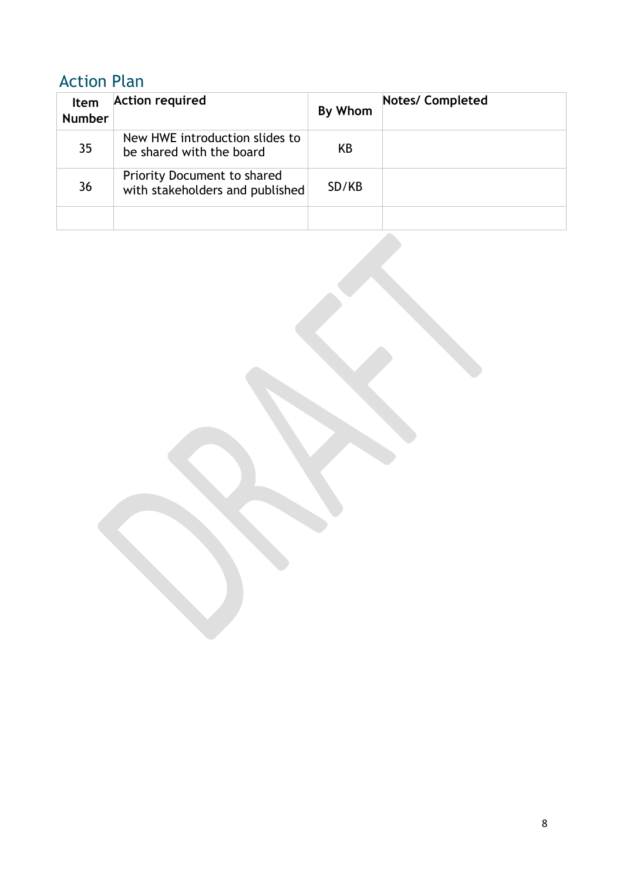## Action Plan

| Item Number | Action required | By Whom | Notes/ Completed |
| --- | --- | --- | --- |
| 35 | New HWE introduction slides to be shared with the board | KB | |
| 36 | Priority Document to shared with stakeholders and published | SD/KB | |
| | | | |